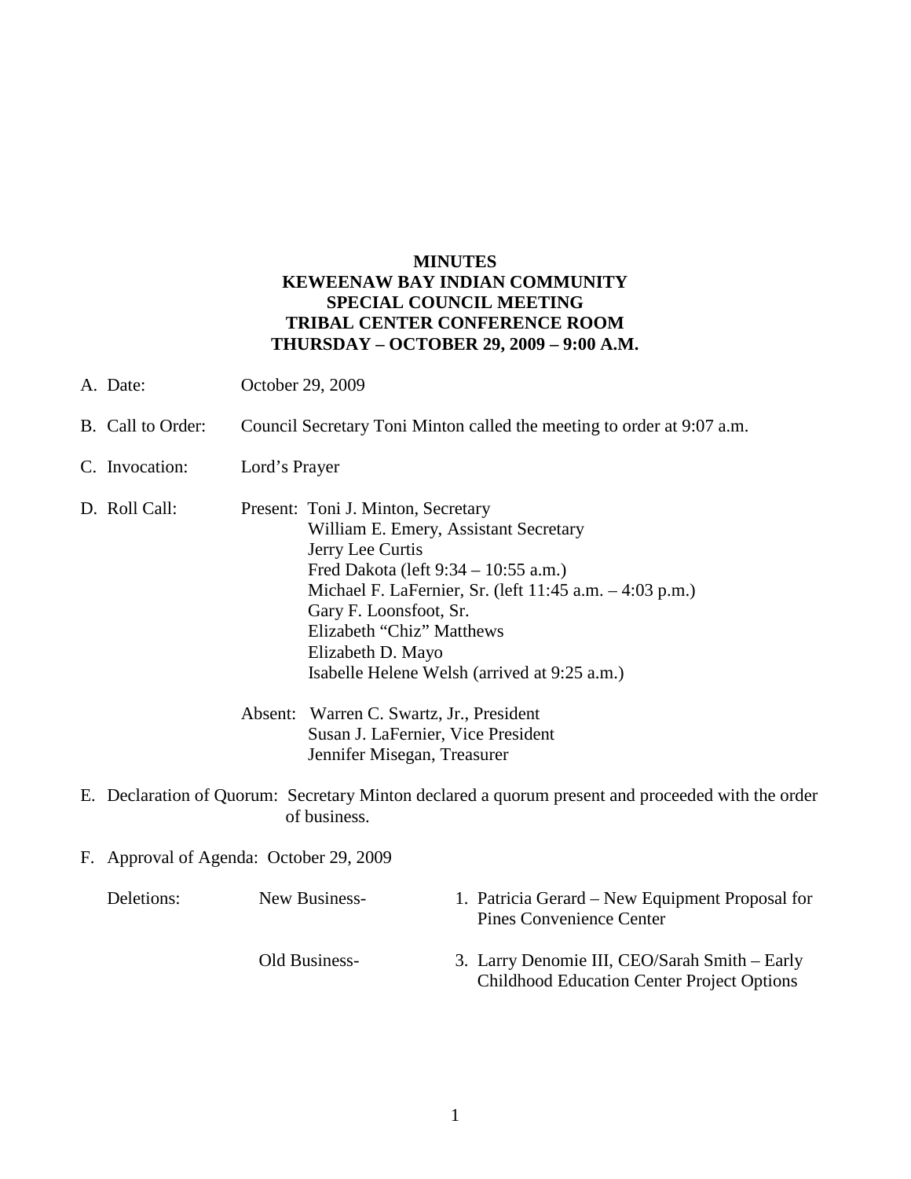**MINUTES**
**KEWEENAW BAY INDIAN COMMUNITY**
**SPECIAL COUNCIL MEETING**
**TRIBAL CENTER CONFERENCE ROOM**
**THURSDAY – OCTOBER 29, 2009 – 9:00 A.M.**

A. Date: October 29, 2009

B. Call to Order: Council Secretary Toni Minton called the meeting to order at 9:07 a.m.

C. Invocation: Lord's Prayer

D. Roll Call: Present: Toni J. Minton, Secretary
William E. Emery, Assistant Secretary
Jerry Lee Curtis
Fred Dakota (left 9:34 – 10:55 a.m.)
Michael F. LaFernier, Sr. (left 11:45 a.m. – 4:03 p.m.)
Gary F. Loonsfoot, Sr.
Elizabeth "Chiz" Matthews
Elizabeth D. Mayo
Isabelle Helene Welsh (arrived at 9:25 a.m.)

Absent: Warren C. Swartz, Jr., President
Susan J. LaFernier, Vice President
Jennifer Misegan, Treasurer

E. Declaration of Quorum: Secretary Minton declared a quorum present and proceeded with the order of business.

F. Approval of Agenda: October 29, 2009

Deletions: New Business- 1. Patricia Gerard – New Equipment Proposal for Pines Convenience Center

Old Business- 3. Larry Denomie III, CEO/Sarah Smith – Early Childhood Education Center Project Options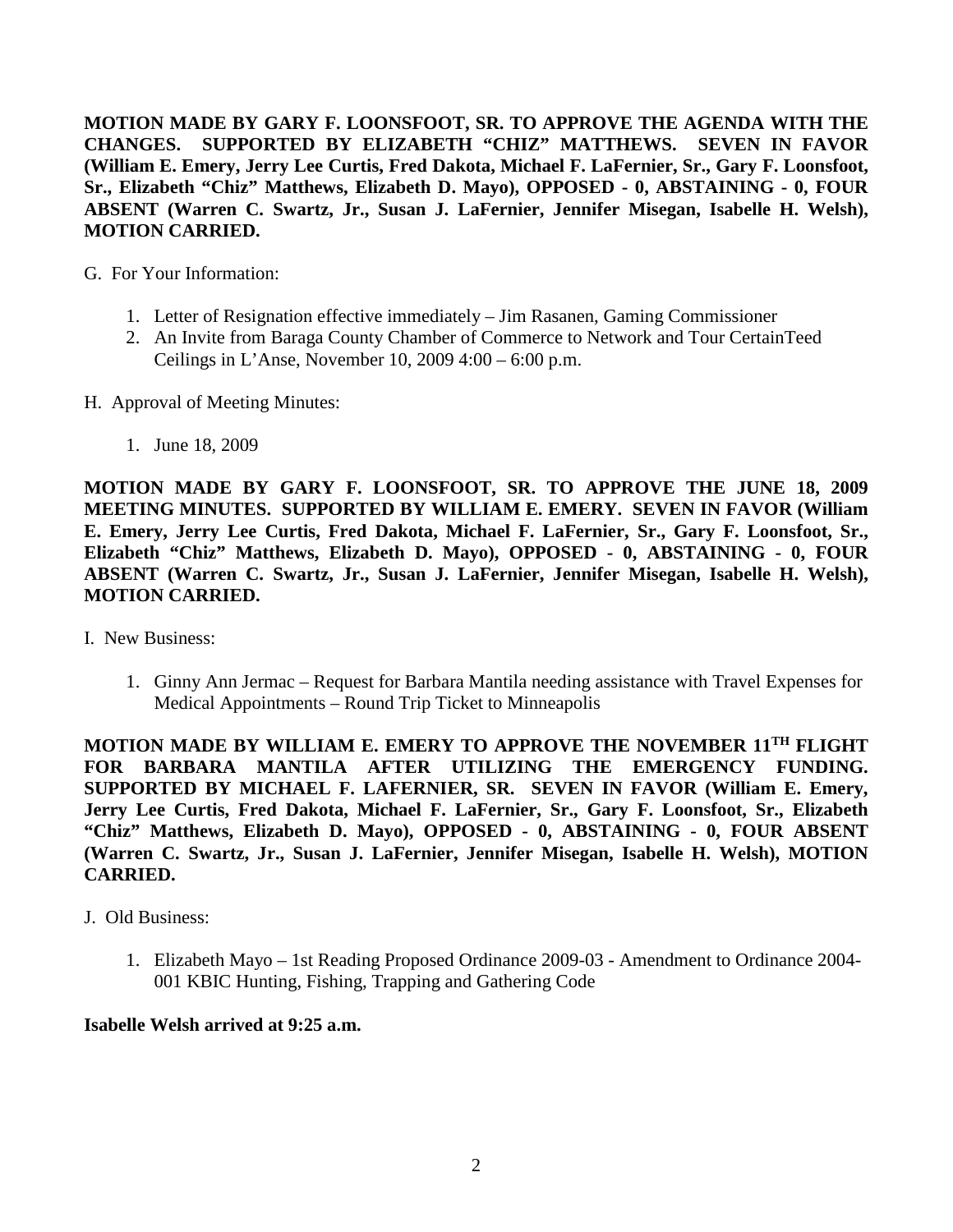**MOTION MADE BY GARY F. LOONSFOOT, SR. TO APPROVE THE AGENDA WITH THE CHANGES. SUPPORTED BY ELIZABETH "CHIZ" MATTHEWS. SEVEN IN FAVOR (William E. Emery, Jerry Lee Curtis, Fred Dakota, Michael F. LaFernier, Sr., Gary F. Loonsfoot, Sr., Elizabeth "Chiz" Matthews, Elizabeth D. Mayo), OPPOSED - 0, ABSTAINING - 0, FOUR ABSENT (Warren C. Swartz, Jr., Susan J. LaFernier, Jennifer Misegan, Isabelle H. Welsh), MOTION CARRIED.**

G. For Your Information:

1. Letter of Resignation effective immediately – Jim Rasanen, Gaming Commissioner
2. An Invite from Baraga County Chamber of Commerce to Network and Tour CertainTeed Ceilings in L'Anse, November 10, 2009 4:00 – 6:00 p.m.

H. Approval of Meeting Minutes:

1. June 18, 2009

**MOTION MADE BY GARY F. LOONSFOOT, SR. TO APPROVE THE JUNE 18, 2009 MEETING MINUTES. SUPPORTED BY WILLIAM E. EMERY. SEVEN IN FAVOR (William E. Emery, Jerry Lee Curtis, Fred Dakota, Michael F. LaFernier, Sr., Gary F. Loonsfoot, Sr., Elizabeth "Chiz" Matthews, Elizabeth D. Mayo), OPPOSED - 0, ABSTAINING - 0, FOUR ABSENT (Warren C. Swartz, Jr., Susan J. LaFernier, Jennifer Misegan, Isabelle H. Welsh), MOTION CARRIED.**

I. New Business:

1. Ginny Ann Jermac – Request for Barbara Mantila needing assistance with Travel Expenses for Medical Appointments – Round Trip Ticket to Minneapolis

**MOTION MADE BY WILLIAM E. EMERY TO APPROVE THE NOVEMBER 11TH FLIGHT FOR BARBARA MANTILA AFTER UTILIZING THE EMERGENCY FUNDING. SUPPORTED BY MICHAEL F. LAFERNIER, SR. SEVEN IN FAVOR (William E. Emery, Jerry Lee Curtis, Fred Dakota, Michael F. LaFernier, Sr., Gary F. Loonsfoot, Sr., Elizabeth "Chiz" Matthews, Elizabeth D. Mayo), OPPOSED - 0, ABSTAINING - 0, FOUR ABSENT (Warren C. Swartz, Jr., Susan J. LaFernier, Jennifer Misegan, Isabelle H. Welsh), MOTION CARRIED.**

J. Old Business:

1. Elizabeth Mayo – 1st Reading Proposed Ordinance 2009-03 - Amendment to Ordinance 2004-001 KBIC Hunting, Fishing, Trapping and Gathering Code

**Isabelle Welsh arrived at 9:25 a.m.**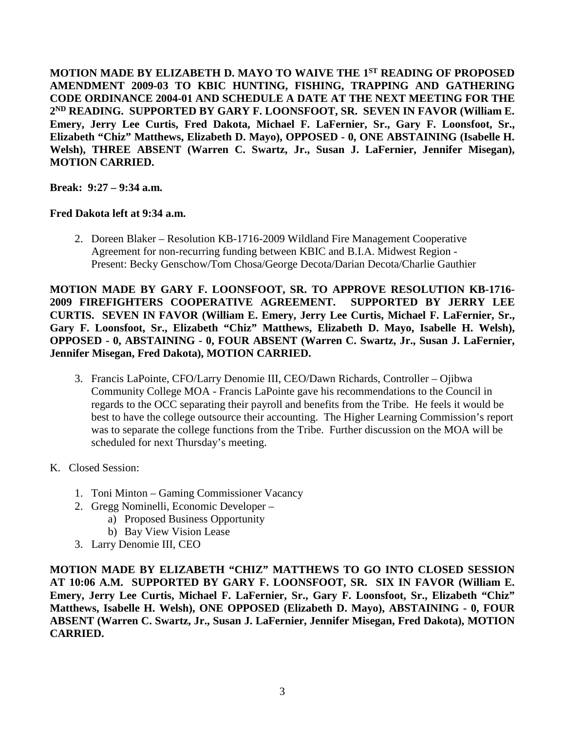**MOTION MADE BY ELIZABETH D. MAYO TO WAIVE THE 1[ST] READING OF PROPOSED AMENDMENT 2009-03 TO KBIC HUNTING, FISHING, TRAPPING AND GATHERING CODE ORDINANCE 2004-01 AND SCHEDULE A DATE AT THE NEXT MEETING FOR THE 2[ND] READING. SUPPORTED BY GARY F. LOONSFOOT, SR. SEVEN IN FAVOR (William E. Emery, Jerry Lee Curtis, Fred Dakota, Michael F. LaFernier, Sr., Gary F. Loonsfoot, Sr., Elizabeth "Chiz" Matthews, Elizabeth D. Mayo), OPPOSED - 0, ONE ABSTAINING (Isabelle H. Welsh), THREE ABSENT (Warren C. Swartz, Jr., Susan J. LaFernier, Jennifer Misegan), MOTION CARRIED.**

**Break: 9:27 – 9:34 a.m.**

**Fred Dakota left at 9:34 a.m.**

2. Doreen Blaker – Resolution KB-1716-2009 Wildland Fire Management Cooperative Agreement for non-recurring funding between KBIC and B.I.A. Midwest Region - Present: Becky Genschow/Tom Chosa/George Decota/Darian Decota/Charlie Gauthier

**MOTION MADE BY GARY F. LOONSFOOT, SR. TO APPROVE RESOLUTION KB-1716-2009 FIREFIGHTERS COOPERATIVE AGREEMENT. SUPPORTED BY JERRY LEE CURTIS. SEVEN IN FAVOR (William E. Emery, Jerry Lee Curtis, Michael F. LaFernier, Sr., Gary F. Loonsfoot, Sr., Elizabeth "Chiz" Matthews, Elizabeth D. Mayo, Isabelle H. Welsh), OPPOSED - 0, ABSTAINING - 0, FOUR ABSENT (Warren C. Swartz, Jr., Susan J. LaFernier, Jennifer Misegan, Fred Dakota), MOTION CARRIED.**

3. Francis LaPointe, CFO/Larry Denomie III, CEO/Dawn Richards, Controller – Ojibwa Community College MOA - Francis LaPointe gave his recommendations to the Council in regards to the OCC separating their payroll and benefits from the Tribe. He feels it would be best to have the college outsource their accounting. The Higher Learning Commission's report was to separate the college functions from the Tribe. Further discussion on the MOA will be scheduled for next Thursday's meeting.

K. Closed Session:

1. Toni Minton – Gaming Commissioner Vacancy
2. Gregg Nominelli, Economic Developer –
   a) Proposed Business Opportunity
   b) Bay View Vision Lease
3. Larry Denomie III, CEO

**MOTION MADE BY ELIZABETH "CHIZ" MATTHEWS TO GO INTO CLOSED SESSION AT 10:06 A.M. SUPPORTED BY GARY F. LOONSFOOT, SR. SIX IN FAVOR (William E. Emery, Jerry Lee Curtis, Michael F. LaFernier, Sr., Gary F. Loonsfoot, Sr., Elizabeth "Chiz" Matthews, Isabelle H. Welsh), ONE OPPOSED (Elizabeth D. Mayo), ABSTAINING - 0, FOUR ABSENT (Warren C. Swartz, Jr., Susan J. LaFernier, Jennifer Misegan, Fred Dakota), MOTION CARRIED.**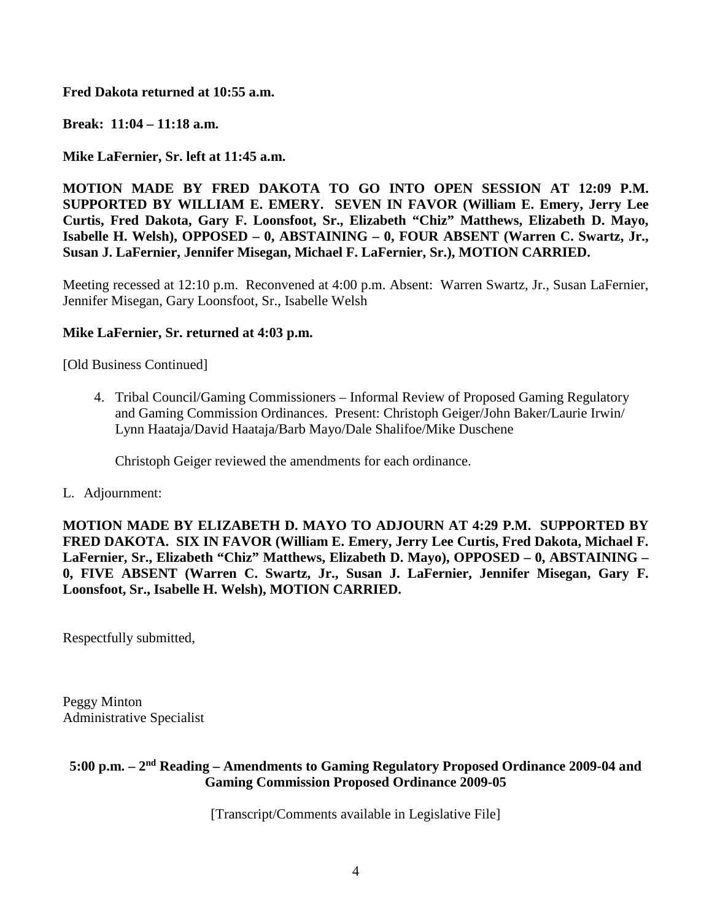**Fred Dakota returned at 10:55 a.m.**

**Break: 11:04 – 11:18 a.m.**

**Mike LaFernier, Sr. left at 11:45 a.m.**

**MOTION MADE BY FRED DAKOTA TO GO INTO OPEN SESSION AT 12:09 P.M. SUPPORTED BY WILLIAM E. EMERY. SEVEN IN FAVOR (William E. Emery, Jerry Lee Curtis, Fred Dakota, Gary F. Loonsfoot, Sr., Elizabeth "Chiz" Matthews, Elizabeth D. Mayo, Isabelle H. Welsh), OPPOSED – 0, ABSTAINING – 0, FOUR ABSENT (Warren C. Swartz, Jr., Susan J. LaFernier, Jennifer Misegan, Michael F. LaFernier, Sr.), MOTION CARRIED.**

Meeting recessed at 12:10 p.m. Reconvened at 4:00 p.m. Absent: Warren Swartz, Jr., Susan LaFernier, Jennifer Misegan, Gary Loonsfoot, Sr., Isabelle Welsh

**Mike LaFernier, Sr. returned at 4:03 p.m.**

[Old Business Continued]

4. Tribal Council/Gaming Commissioners – Informal Review of Proposed Gaming Regulatory and Gaming Commission Ordinances. Present: Christoph Geiger/John Baker/Laurie Irwin/ Lynn Haataja/David Haataja/Barb Mayo/Dale Shalifoe/Mike Duschene

   Christoph Geiger reviewed the amendments for each ordinance.

L. Adjournment:

**MOTION MADE BY ELIZABETH D. MAYO TO ADJOURN AT 4:29 P.M. SUPPORTED BY FRED DAKOTA. SIX IN FAVOR (William E. Emery, Jerry Lee Curtis, Fred Dakota, Michael F. LaFernier, Sr., Elizabeth "Chiz" Matthews, Elizabeth D. Mayo), OPPOSED – 0, ABSTAINING – 0, FIVE ABSENT (Warren C. Swartz, Jr., Susan J. LaFernier, Jennifer Misegan, Gary F. Loonsfoot, Sr., Isabelle H. Welsh), MOTION CARRIED.**

Respectfully submitted,

Peggy Minton
Administrative Specialist

**5:00 p.m. – 2nd Reading – Amendments to Gaming Regulatory Proposed Ordinance 2009-04 and Gaming Commission Proposed Ordinance 2009-05**

[Transcript/Comments available in Legislative File]